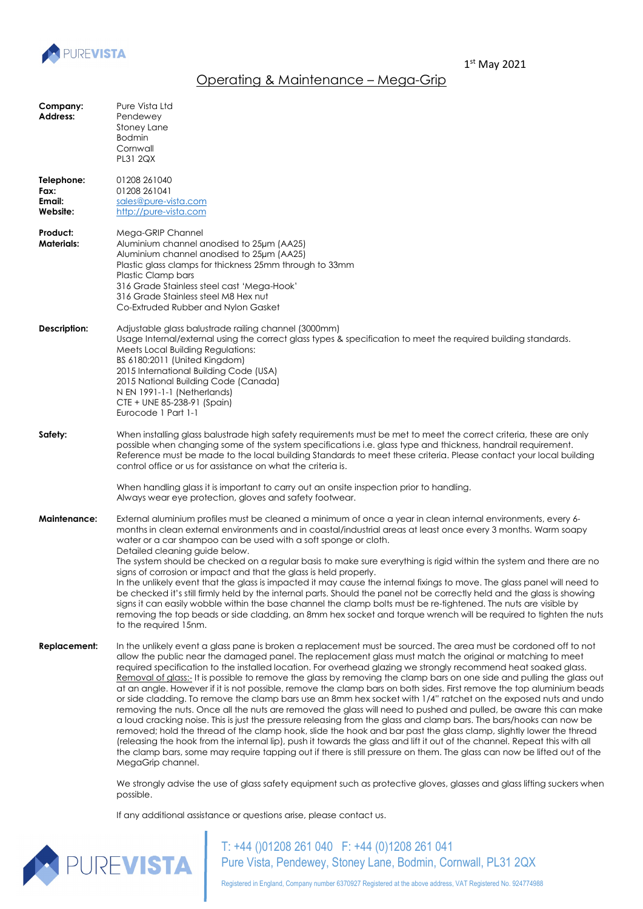1st May 2021

# Operating & Maintenance – Mega-Grip

**Company:** Pure Vista Ltd
**Address:** Pendewey
Stoney Lane
Bodmin
Cornwall
PL31 2QX

**Telephone:** 01208 261040
**Fax:** 01208 261041
**Email:** sales@pure-vista.com
**Website:** http://pure-vista.com

**Product:** Mega-GRIP Channel
**Materials:** Aluminium channel anodised to 25µm (AA25)
Aluminium channel anodised to 25µm (AA25)
Plastic glass clamps for thickness 25mm through to 33mm
Plastic Clamp bars
316 Grade Stainless steel cast 'Mega-Hook'
316 Grade Stainless steel M8 Hex nut
Co-Extruded Rubber and Nylon Gasket

**Description:** Adjustable glass balustrade railing channel (3000mm)
Usage Internal/external using the correct glass types & specification to meet the required building standards.
Meets Local Building Regulations:
BS 6180:2011 (United Kingdom)
2015 International Building Code (USA)
2015 National Building Code (Canada)
N EN 1991-1-1 (Netherlands)
CTE + UNE 85-238-91 (Spain)
Eurocode 1 Part 1-1

**Safety:** When installing glass balustrade high safety requirements must be met to meet the correct criteria, these are only possible when changing some of the system specifications i.e. glass type and thickness, handrail requirement. Reference must be made to the local building Standards to meet these criteria. Please contact your local building control office or us for assistance on what the criteria is.

When handling glass it is important to carry out an onsite inspection prior to handling.
Always wear eye protection, gloves and safety footwear.

**Maintenance:** External aluminium profiles must be cleaned a minimum of once a year in clean internal environments, every 6-months in clean external environments and in coastal/industrial areas at least once every 3 months. Warm soapy water or a car shampoo can be used with a soft sponge or cloth.
Detailed cleaning guide below.
The system should be checked on a regular basis to make sure everything is rigid within the system and there are no signs of corrosion or impact and that the glass is held properly.
In the unlikely event that the glass is impacted it may cause the internal fixings to move. The glass panel will need to be checked it's still firmly held by the internal parts. Should the panel not be correctly held and the glass is showing signs it can easily wobble within the base channel the clamp bolts must be re-tightened. The nuts are visible by removing the top beads or side cladding, an 8mm hex socket and torque wrench will be required to tighten the nuts to the required 15nm.

**Replacement:** In the unlikely event a glass pane is broken a replacement must be sourced. The area must be cordoned off to not allow the public near the damaged panel. The replacement glass must match the original or matching to meet required specification to the installed location. For overhead glazing we strongly recommend heat soaked glass.
Removal of glass:- It is possible to remove the glass by removing the clamp bars on one side and pulling the glass out at an angle. However if it is not possible, remove the clamp bars on both sides. First remove the top aluminium beads or side cladding. To remove the clamp bars use an 8mm hex socket with 1/4" ratchet on the exposed nuts and undo removing the nuts. Once all the nuts are removed the glass will need to pushed and pulled, be aware this can make a loud cracking noise. This is just the pressure releasing from the glass and clamp bars. The bars/hooks can now be removed; hold the thread of the clamp hook, slide the hook and bar past the glass clamp, slightly lower the thread (releasing the hook from the internal lip), push it towards the glass and lift it out of the channel. Repeat this with all the clamp bars, some may require tapping out if there is still pressure on them. The glass can now be lifted out of the MegaGrip channel.

We strongly advise the use of glass safety equipment such as protective gloves, glasses and glass lifting suckers when possible.

If any additional assistance or questions arise, please contact us.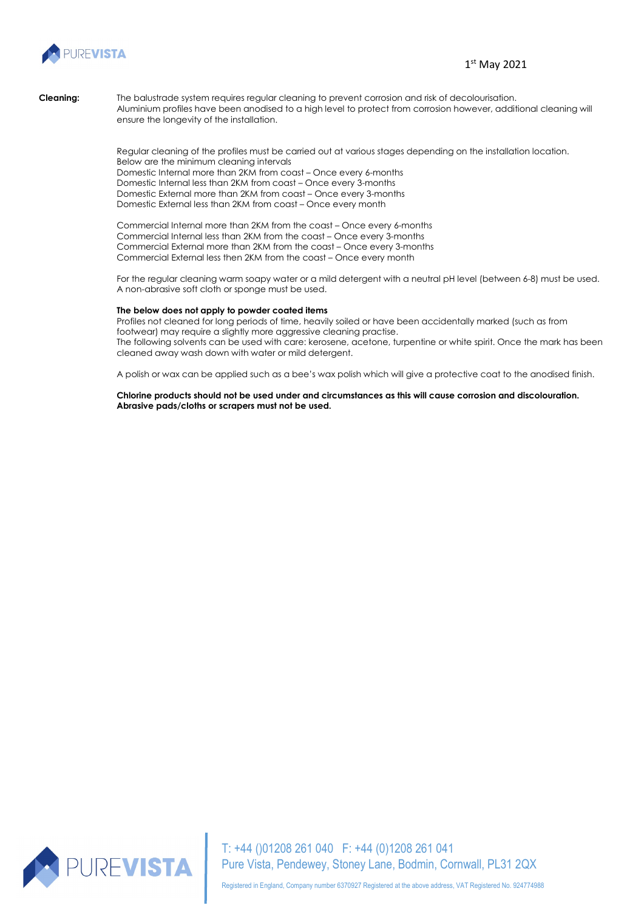1st May 2021

**Cleaning:** The balustrade system requires regular cleaning to prevent corrosion and risk of decolourisation. Aluminium profiles have been anodised to a high level to protect from corrosion however, additional cleaning will ensure the longevity of the installation.

Regular cleaning of the profiles must be carried out at various stages depending on the installation location.
Below are the minimum cleaning intervals
Domestic Internal more than 2KM from coast – Once every 6-months
Domestic Internal less than 2KM from coast – Once every 3-months
Domestic External more than 2KM from coast – Once every 3-months
Domestic External less than 2KM from coast – Once every month

Commercial Internal more than 2KM from the coast – Once every 6-months
Commercial Internal less than 2KM from the coast – Once every 3-months
Commercial External more than 2KM from the coast – Once every 3-months
Commercial External less then 2KM from the coast – Once every month

For the regular cleaning warm soapy water or a mild detergent with a neutral pH level (between 6-8) must be used.
A non-abrasive soft cloth or sponge must be used.

**The below does not apply to powder coated items**
Profiles not cleaned for long periods of time, heavily soiled or have been accidentally marked (such as from footwear) may require a slightly more aggressive cleaning practise.
The following solvents can be used with care: kerosene, acetone, turpentine or white spirit. Once the mark has been cleaned away wash down with water or mild detergent.

A polish or wax can be applied such as a bee's wax polish which will give a protective coat to the anodised finish.

**Chlorine products should not be used under and circumstances as this will cause corrosion and discolouration.**
**Abrasive pads/cloths or scrapers must not be used.**

T: +44 ()01208 261 040 F: +44 (0)1208 261 041
Pure Vista, Pendewey, Stoney Lane, Bodmin, Cornwall, PL31 2QX

Registered in England, Company number 6370927 Registered at the above address, VAT Registered No. 924774988